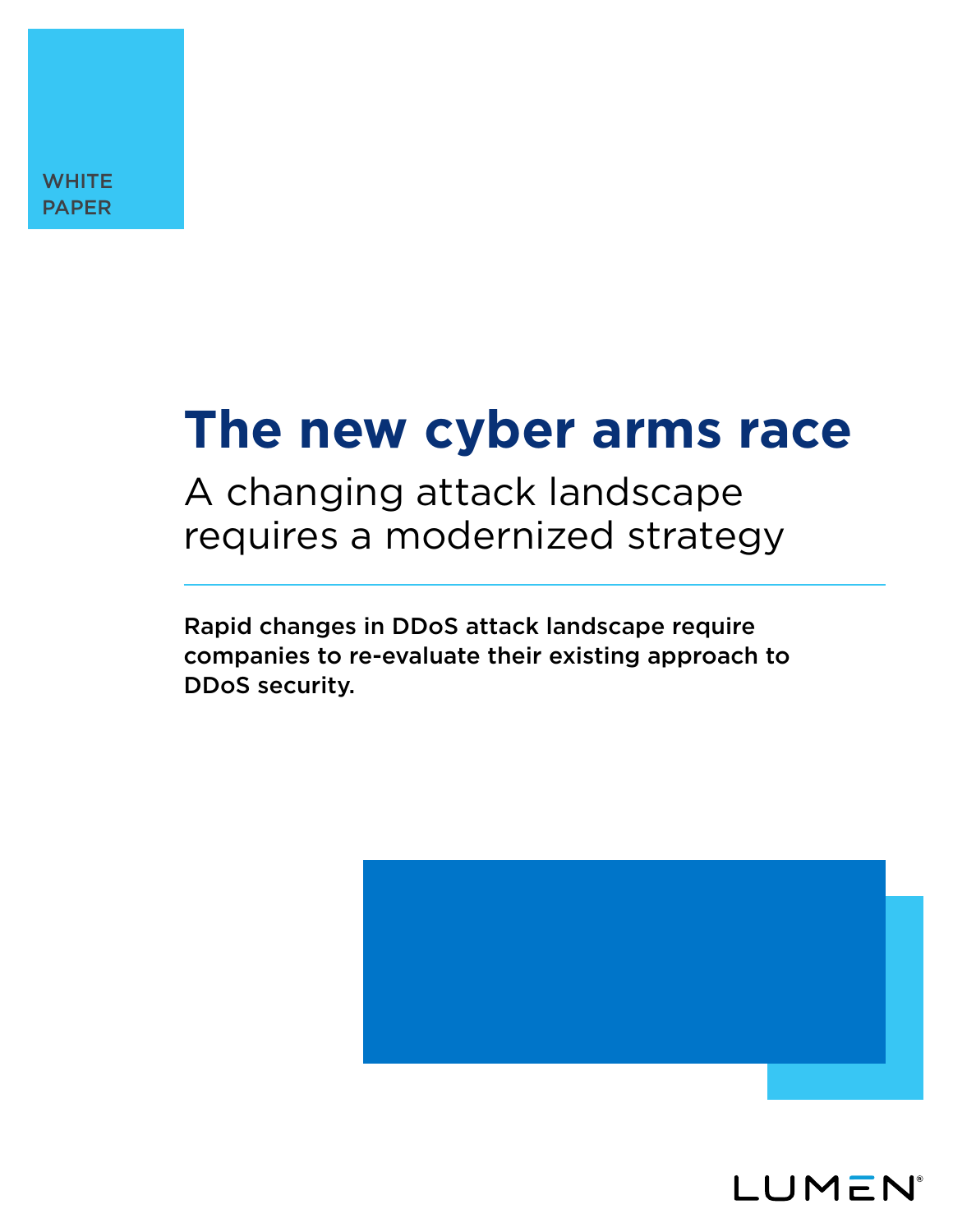WHITE PAPER

# The new cyber arms race

## A changing attack landscape requires a modernized strategy

**Rapid changes in DDoS attack landscape require companies to re-evaluate their existing approach to DDoS security.**

LUMEN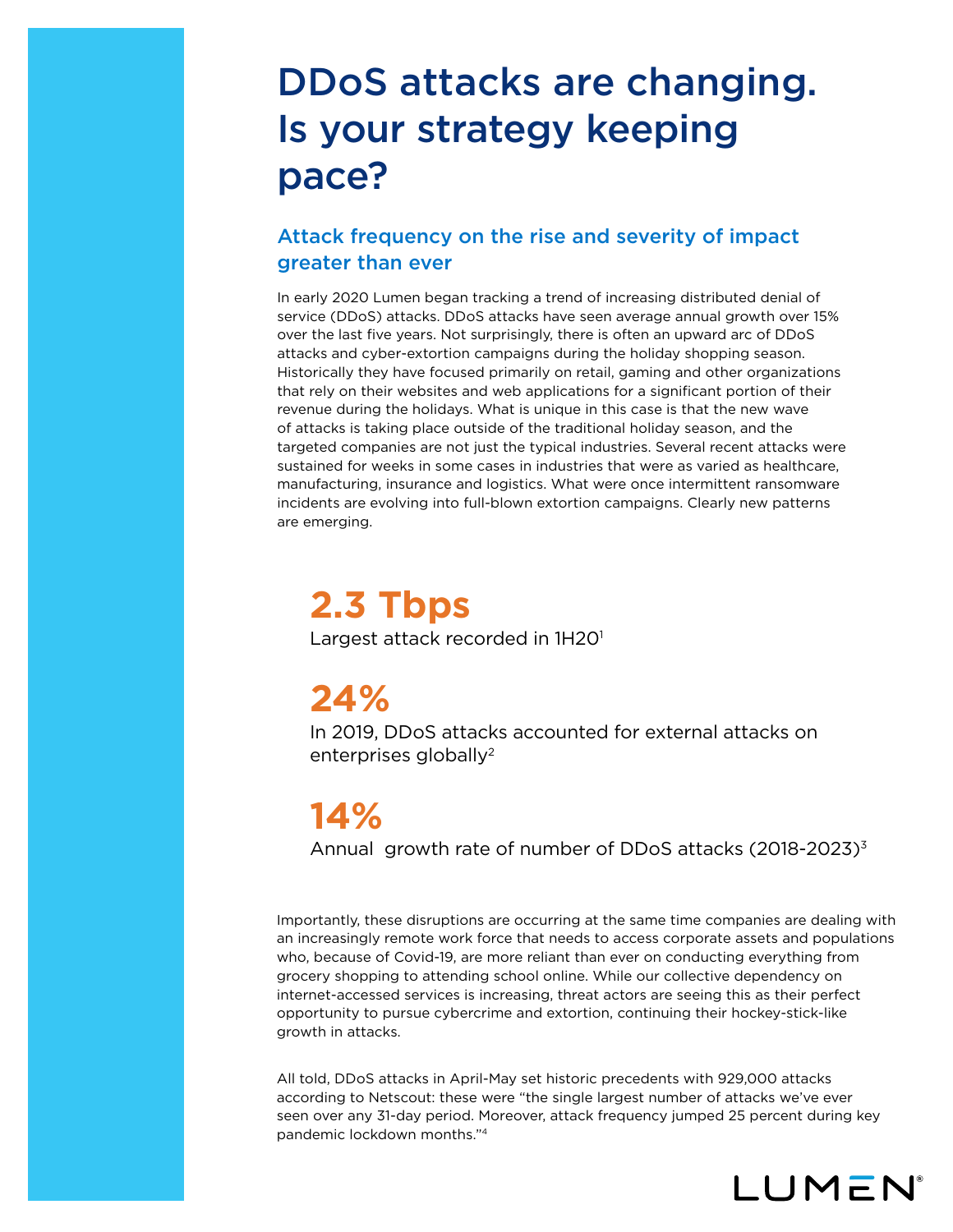# DDoS attacks are changing. Is your strategy keeping pace?

## Attack frequency on the rise and severity of impact greater than ever

In early 2020 Lumen began tracking a trend of increasing distributed denial of service (DDoS) attacks. DDoS attacks have seen average annual growth over 15% over the last five years. Not surprisingly, there is often an upward arc of DDoS attacks and cyber-extortion campaigns during the holiday shopping season. Historically they have focused primarily on retail, gaming and other organizations that rely on their websites and web applications for a significant portion of their revenue during the holidays. What is unique in this case is that the new wave of attacks is taking place outside of the traditional holiday season, and the targeted companies are not just the typical industries. Several recent attacks were sustained for weeks in some cases in industries that were as varied as healthcare, manufacturing, insurance and logistics. What were once intermittent ransomware incidents are evolving into full-blown extortion campaigns. Clearly new patterns are emerging.

**2.3 Tbps**

Largest attack recorded in 1H20[1]

**24%**

In 2019, DDoS attacks accounted for external attacks on enterprises globally[2]

**14%**

Annual growth rate of number of DDoS attacks (2018-2023)[3]

Importantly, these disruptions are occurring at the same time companies are dealing with an increasingly remote work force that needs to access corporate assets and populations who, because of Covid-19, are more reliant than ever on conducting everything from grocery shopping to attending school online. While our collective dependency on internet-accessed services is increasing, threat actors are seeing this as their perfect opportunity to pursue cybercrime and extortion, continuing their hockey-stick-like growth in attacks.

All told, DDoS attacks in April-May set historic precedents with 929,000 attacks according to Netscout: these were "the single largest number of attacks we've ever seen over any 31-day period. Moreover, attack frequency jumped 25 percent during key pandemic lockdown months."[4]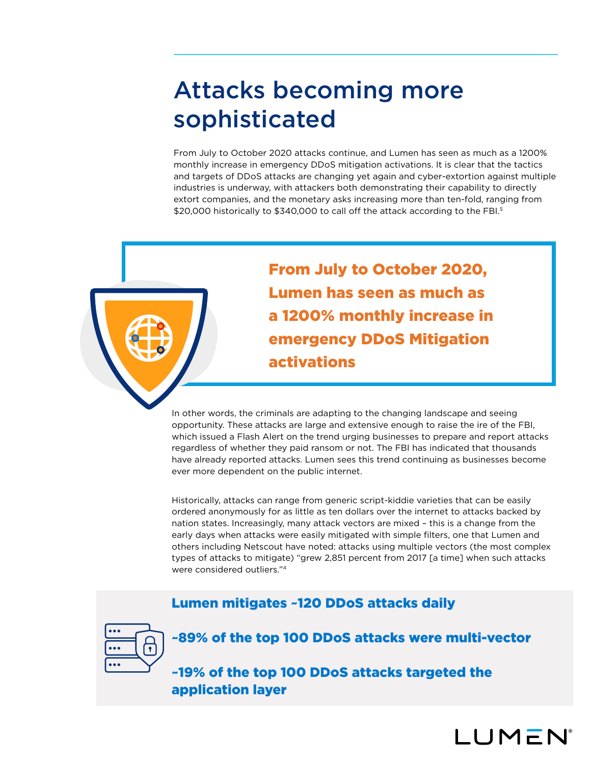# Attacks becoming more sophisticated

From July to October 2020 attacks continue, and Lumen has seen as much as a 1200% monthly increase in emergency DDoS mitigation activations. It is clear that the tactics and targets of DDoS attacks are changing yet again and cyber-extortion against multiple industries is underway, with attackers both demonstrating their capability to directly extort companies, and the monetary asks increasing more than ten-fold, ranging from $20,000 historically to $340,000 to call off the attack according to the FBI.[5]

**From July to October 2020, Lumen has seen as much as a 1200% monthly increase in emergency DDoS Mitigation activations**

In other words, the criminals are adapting to the changing landscape and seeing opportunity. These attacks are large and extensive enough to raise the ire of the FBI, which issued a Flash Alert on the trend urging businesses to prepare and report attacks regardless of whether they paid ransom or not. The FBI has indicated that thousands have already reported attacks. Lumen sees this trend continuing as businesses become ever more dependent on the public internet.

Historically, attacks can range from generic script-kiddie varieties that can be easily ordered anonymously for as little as ten dollars over the internet to attacks backed by nation states. Increasingly, many attack vectors are mixed – this is a change from the early days when attacks were easily mitigated with simple filters, one that Lumen and others including Netscout have noted: attacks using multiple vectors (the most complex types of attacks to mitigate) "grew 2,851 percent from 2017 [a time] when such attacks were considered outliers."[4]

**Lumen mitigates ~120 DDoS attacks daily**

**~89% of the top 100 DDoS attacks were multi-vector**

**~19% of the top 100 DDoS attacks targeted the application layer**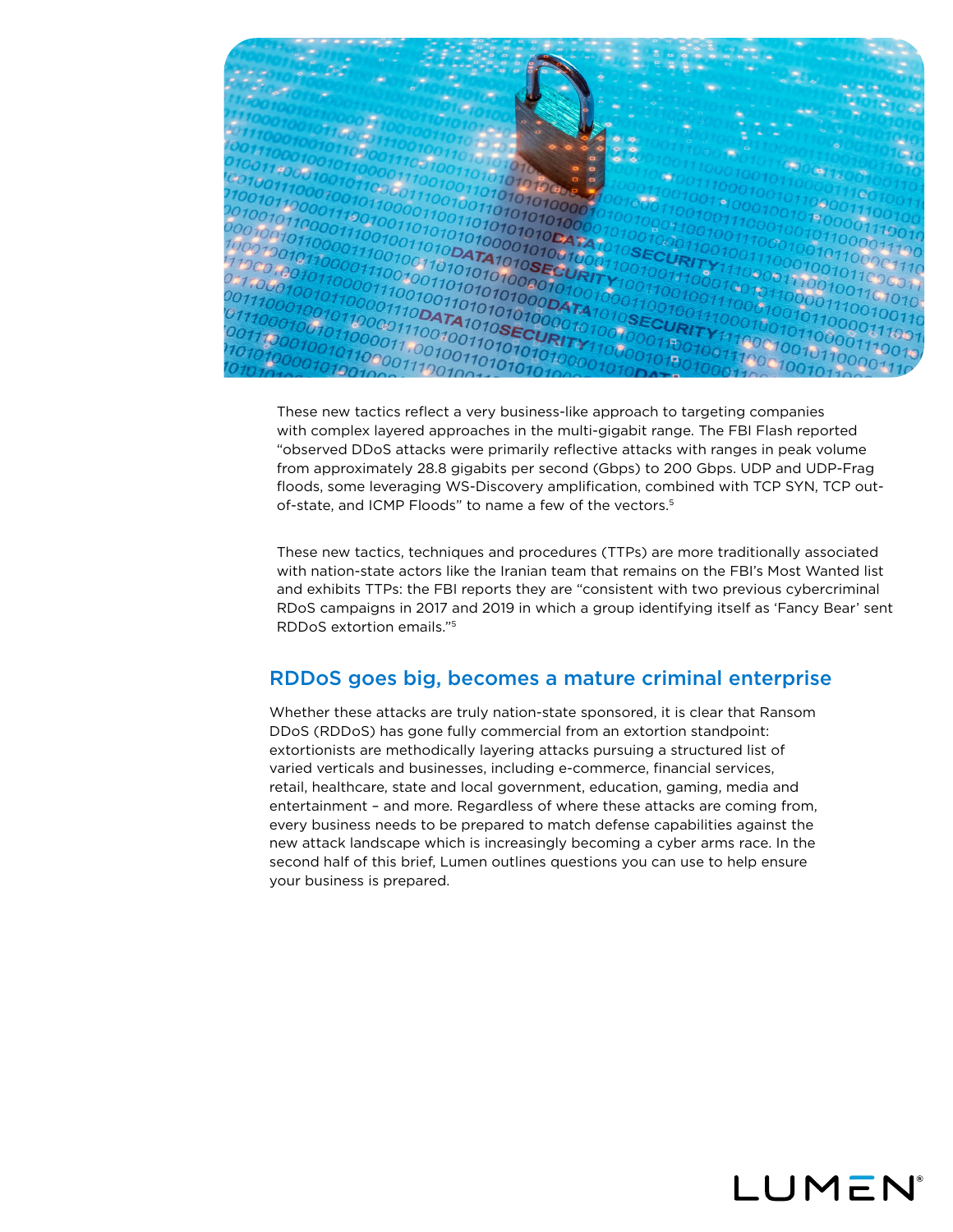These new tactics reflect a very business-like approach to targeting companies with complex layered approaches in the multi-gigabit range. The FBI Flash reported "observed DDoS attacks were primarily reflective attacks with ranges in peak volume from approximately 28.8 gigabits per second (Gbps) to 200 Gbps. UDP and UDP-Frag floods, some leveraging WS-Discovery amplification, combined with TCP SYN, TCP out-of-state, and ICMP Floods" to name a few of the vectors.[5]

These new tactics, techniques and procedures (TTPs) are more traditionally associated with nation-state actors like the Iranian team that remains on the FBI's Most Wanted list and exhibits TTPs: the FBI reports they are "consistent with two previous cybercriminal RDoS campaigns in 2017 and 2019 in which a group identifying itself as 'Fancy Bear' sent RDDoS extortion emails."[5]

## RDDoS goes big, becomes a mature criminal enterprise

Whether these attacks are truly nation-state sponsored, it is clear that Ransom DDoS (RDDoS) has gone fully commercial from an extortion standpoint: extortionists are methodically layering attacks pursuing a structured list of varied verticals and businesses, including e-commerce, financial services, retail, healthcare, state and local government, education, gaming, media and entertainment – and more. Regardless of where these attacks are coming from, every business needs to be prepared to match defense capabilities against the new attack landscape which is increasingly becoming a cyber arms race. In the second half of this brief, Lumen outlines questions you can use to help ensure your business is prepared.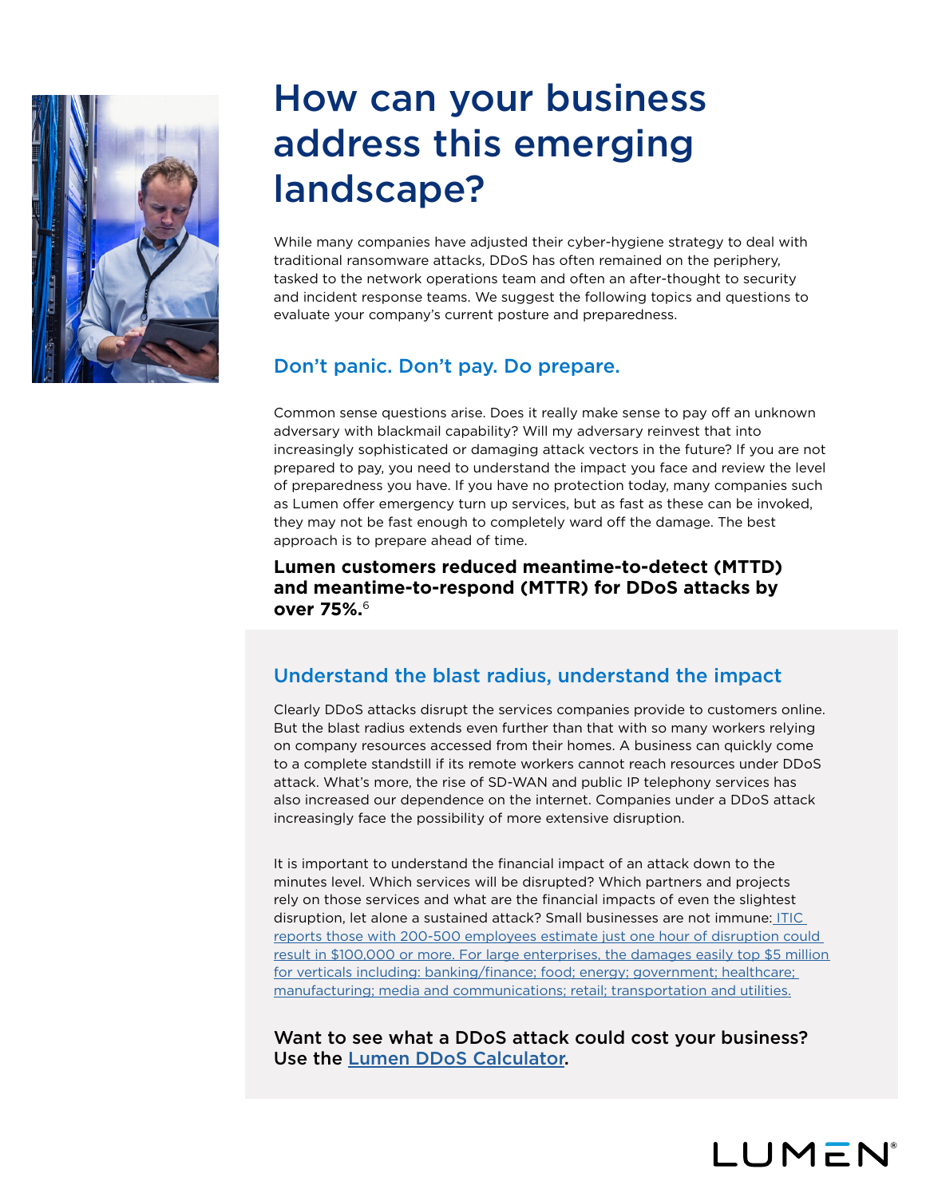# How can your business address this emerging landscape?

While many companies have adjusted their cyber-hygiene strategy to deal with traditional ransomware attacks, DDoS has often remained on the periphery, tasked to the network operations team and often an after-thought to security and incident response teams. We suggest the following topics and questions to evaluate your company's current posture and preparedness.

## Don't panic. Don't pay. Do prepare.

Common sense questions arise. Does it really make sense to pay off an unknown adversary with blackmail capability? Will my adversary reinvest that into increasingly sophisticated or damaging attack vectors in the future? If you are not prepared to pay, you need to understand the impact you face and review the level of preparedness you have. If you have no protection today, many companies such as Lumen offer emergency turn up services, but as fast as these can be invoked, they may not be fast enough to completely ward off the damage. The best approach is to prepare ahead of time.

**Lumen customers reduced meantime-to-detect (MTTD) and meantime-to-respond (MTTR) for DDoS attacks by over 75%.**[6]

## Understand the blast radius, understand the impact

Clearly DDoS attacks disrupt the services companies provide to customers online. But the blast radius extends even further than that with so many workers relying on company resources accessed from their homes. A business can quickly come to a complete standstill if its remote workers cannot reach resources under DDoS attack. What's more, the rise of SD-WAN and public IP telephony services has also increased our dependence on the internet. Companies under a DDoS attack increasingly face the possibility of more extensive disruption.

It is important to understand the financial impact of an attack down to the minutes level. Which services will be disrupted? Which partners and projects rely on those services and what are the financial impacts of even the slightest disruption, let alone a sustained attack? Small businesses are not immune: ITIC reports those with 200-500 employees estimate just one hour of disruption could result in $100,000 or more. For large enterprises, the damages easily top $5 million for verticals including: banking/finance; food; energy; government; healthcare; manufacturing; media and communications; retail; transportation and utilities.

**Want to see what a DDoS attack could cost your business? Use the Lumen DDoS Calculator.**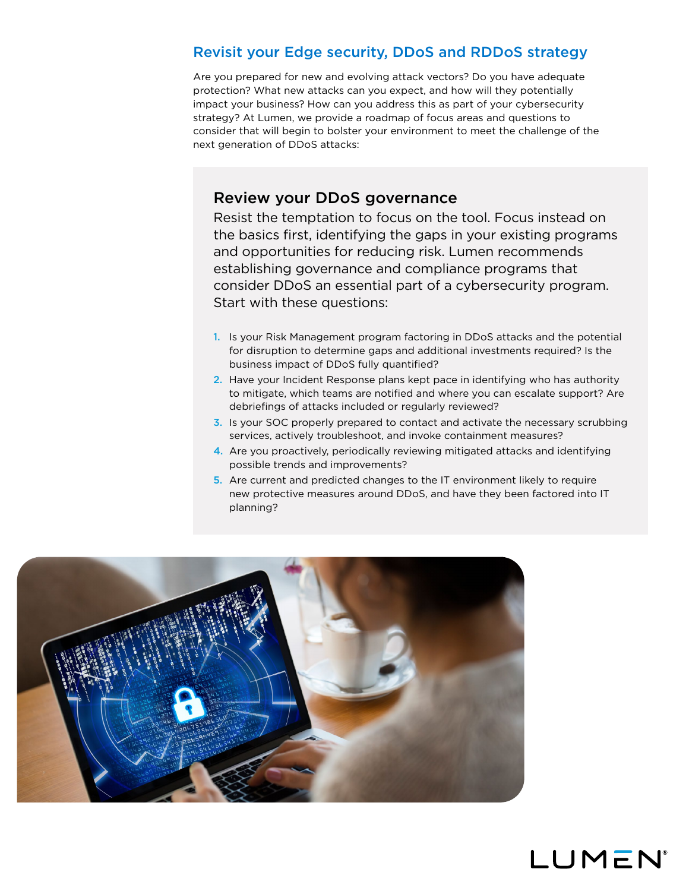## Revisit your Edge security, DDoS and RDDoS strategy

Are you prepared for new and evolving attack vectors? Do you have adequate protection? What new attacks can you expect, and how will they potentially impact your business? How can you address this as part of your cybersecurity strategy? At Lumen, we provide a roadmap of focus areas and questions to consider that will begin to bolster your environment to meet the challenge of the next generation of DDoS attacks:

### Review your DDoS governance

Resist the temptation to focus on the tool. Focus instead on the basics first, identifying the gaps in your existing programs and opportunities for reducing risk. Lumen recommends establishing governance and compliance programs that consider DDoS an essential part of a cybersecurity program. Start with these questions:

1. Is your Risk Management program factoring in DDoS attacks and the potential for disruption to determine gaps and additional investments required? Is the business impact of DDoS fully quantified?
2. Have your Incident Response plans kept pace in identifying who has authority to mitigate, which teams are notified and where you can escalate support? Are debriefings of attacks included or regularly reviewed?
3. Is your SOC properly prepared to contact and activate the necessary scrubbing services, actively troubleshoot, and invoke containment measures?
4. Are you proactively, periodically reviewing mitigated attacks and identifying possible trends and improvements?
5. Are current and predicted changes to the IT environment likely to require new protective measures around DDoS, and have they been factored into IT planning?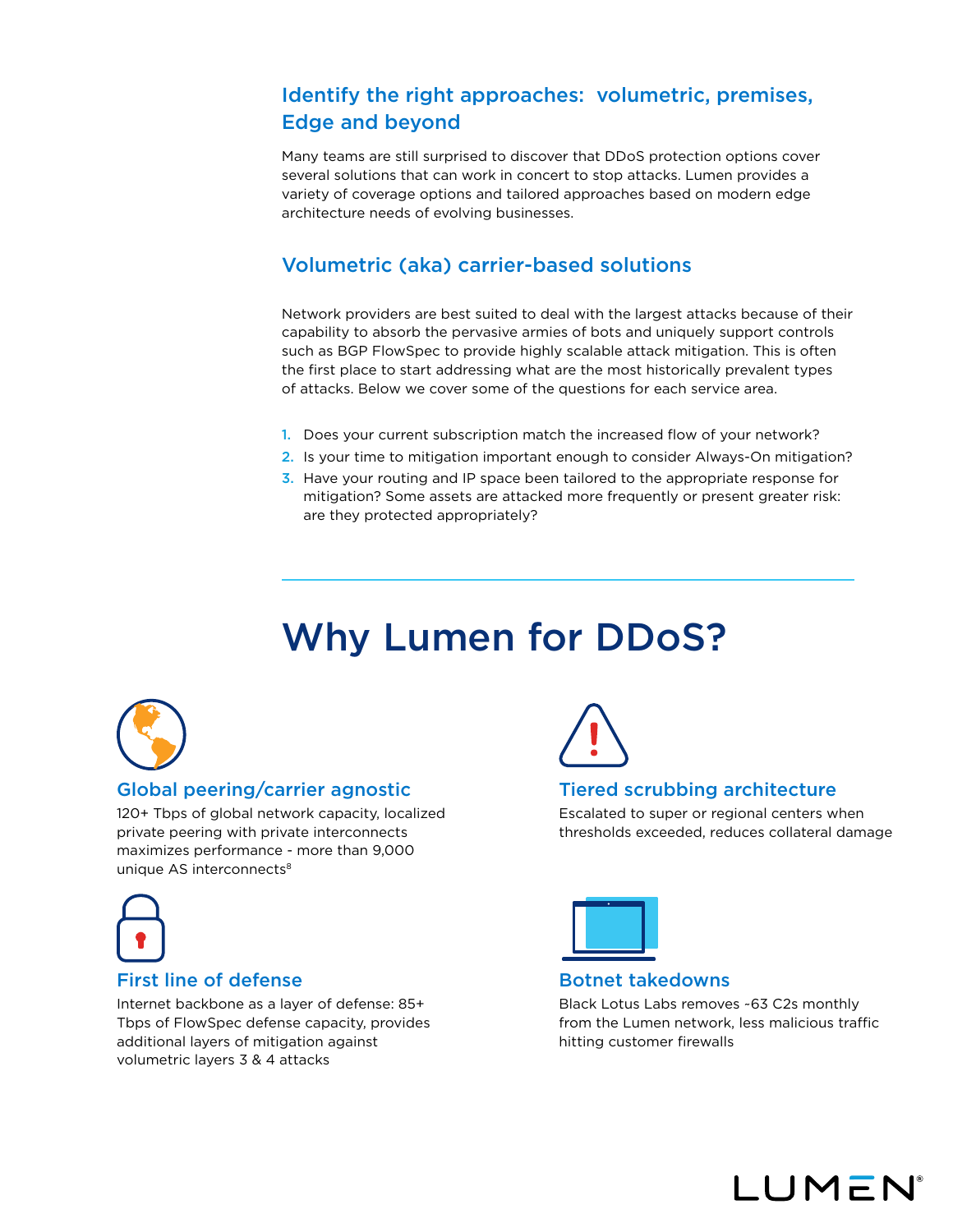## Identify the right approaches: volumetric, premises, Edge and beyond

Many teams are still surprised to discover that DDoS protection options cover several solutions that can work in concert to stop attacks. Lumen provides a variety of coverage options and tailored approaches based on modern edge architecture needs of evolving businesses.

### Volumetric (aka) carrier-based solutions

Network providers are best suited to deal with the largest attacks because of their capability to absorb the pervasive armies of bots and uniquely support controls such as BGP FlowSpec to provide highly scalable attack mitigation. This is often the first place to start addressing what are the most historically prevalent types of attacks. Below we cover some of the questions for each service area.

1. Does your current subscription match the increased flow of your network?
2. Is your time to mitigation important enough to consider Always-On mitigation?
3. Have your routing and IP space been tailored to the appropriate response for mitigation? Some assets are attacked more frequently or present greater risk: are they protected appropriately?

---

# Why Lumen for DDoS?

### Global peering/carrier agnostic

120+ Tbps of global network capacity, localized private peering with private interconnects maximizes performance - more than 9,000 unique AS interconnects[8]

### Tiered scrubbing architecture

Escalated to super or regional centers when thresholds exceeded, reduces collateral damage

### First line of defense

Internet backbone as a layer of defense: 85+ Tbps of FlowSpec defense capacity, provides additional layers of mitigation against volumetric layers 3 & 4 attacks

### Botnet takedowns

Black Lotus Labs removes ~63 C2s monthly from the Lumen network, less malicious traffic hitting customer firewalls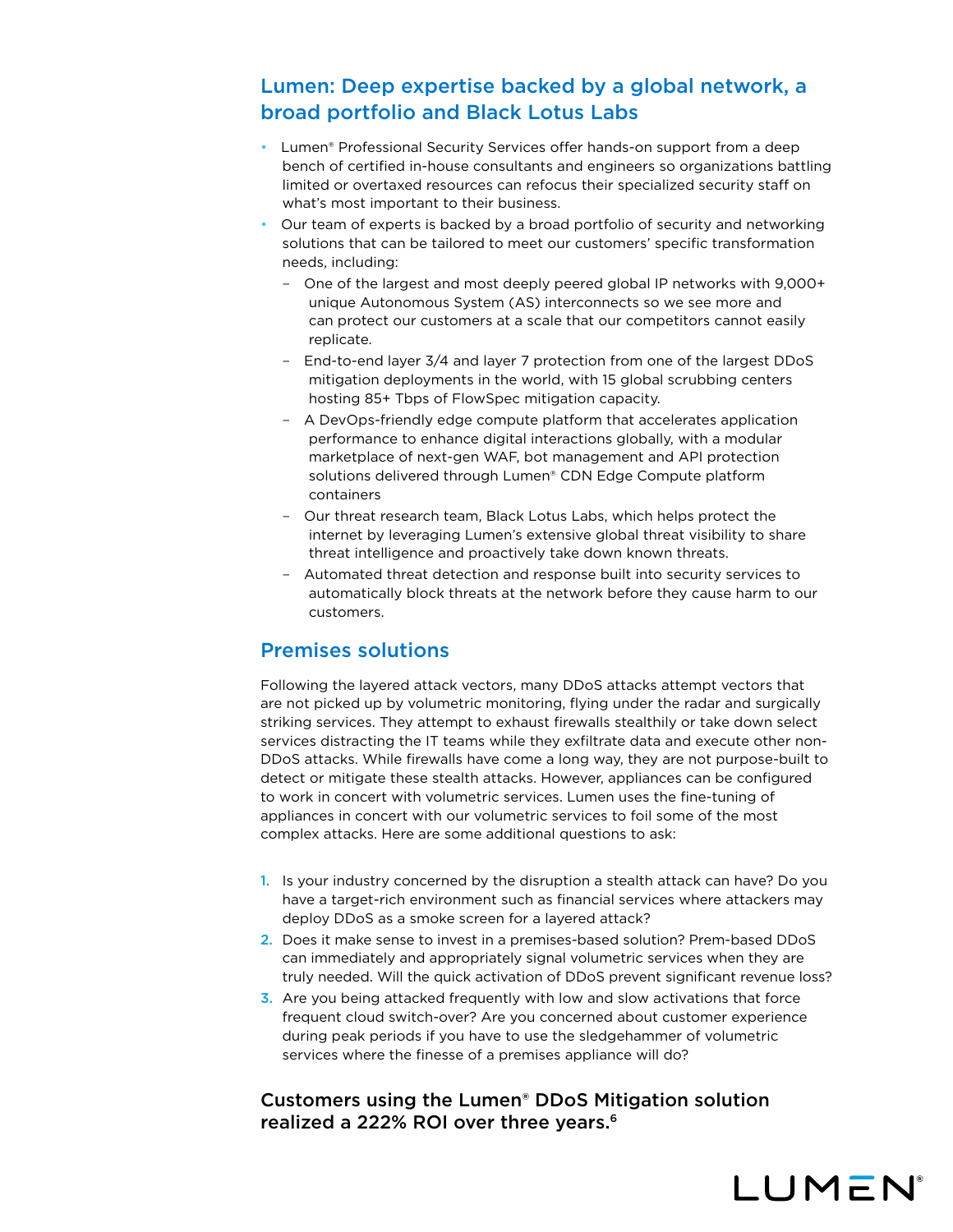## Lumen: Deep expertise backed by a global network, a broad portfolio and Black Lotus Labs

- Lumen® Professional Security Services offer hands-on support from a deep bench of certified in-house consultants and engineers so organizations battling limited or overtaxed resources can refocus their specialized security staff on what's most important to their business.
- Our team of experts is backed by a broad portfolio of security and networking solutions that can be tailored to meet our customers' specific transformation needs, including:
  - One of the largest and most deeply peered global IP networks with 9,000+ unique Autonomous System (AS) interconnects so we see more and can protect our customers at a scale that our competitors cannot easily replicate.
  - End-to-end layer 3/4 and layer 7 protection from one of the largest DDoS mitigation deployments in the world, with 15 global scrubbing centers hosting 85+ Tbps of FlowSpec mitigation capacity.
  - A DevOps-friendly edge compute platform that accelerates application performance to enhance digital interactions globally, with a modular marketplace of next-gen WAF, bot management and API protection solutions delivered through Lumen® CDN Edge Compute platform containers
  - Our threat research team, Black Lotus Labs, which helps protect the internet by leveraging Lumen's extensive global threat visibility to share threat intelligence and proactively take down known threats.
  - Automated threat detection and response built into security services to automatically block threats at the network before they cause harm to our customers.

## Premises solutions

Following the layered attack vectors, many DDoS attacks attempt vectors that are not picked up by volumetric monitoring, flying under the radar and surgically striking services. They attempt to exhaust firewalls stealthily or take down select services distracting the IT teams while they exfiltrate data and execute other non-DDoS attacks. While firewalls have come a long way, they are not purpose-built to detect or mitigate these stealth attacks. However, appliances can be configured to work in concert with volumetric services. Lumen uses the fine-tuning of appliances in concert with our volumetric services to foil some of the most complex attacks. Here are some additional questions to ask:

1. Is your industry concerned by the disruption a stealth attack can have? Do you have a target-rich environment such as financial services where attackers may deploy DDoS as a smoke screen for a layered attack?
2. Does it make sense to invest in a premises-based solution? Prem-based DDoS can immediately and appropriately signal volumetric services when they are truly needed. Will the quick activation of DDoS prevent significant revenue loss?
3. Are you being attacked frequently with low and slow activations that force frequent cloud switch-over? Are you concerned about customer experience during peak periods if you have to use the sledgehammer of volumetric services where the finesse of a premises appliance will do?

### Customers using the Lumen® DDoS Mitigation solution realized a 222% ROI over three years.[6]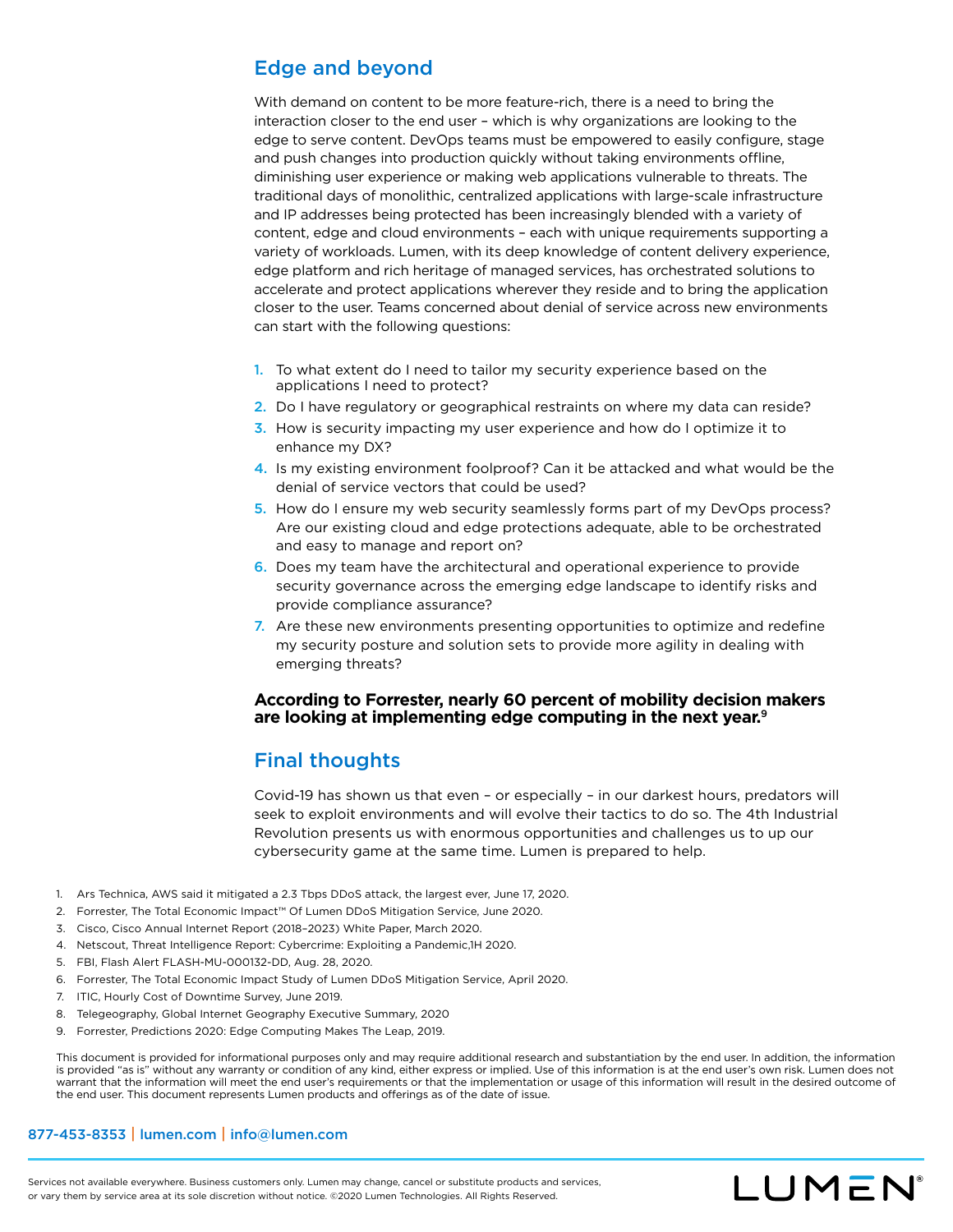## Edge and beyond

With demand on content to be more feature-rich, there is a need to bring the interaction closer to the end user – which is why organizations are looking to the edge to serve content. DevOps teams must be empowered to easily configure, stage and push changes into production quickly without taking environments offline, diminishing user experience or making web applications vulnerable to threats. The traditional days of monolithic, centralized applications with large-scale infrastructure and IP addresses being protected has been increasingly blended with a variety of content, edge and cloud environments – each with unique requirements supporting a variety of workloads. Lumen, with its deep knowledge of content delivery experience, edge platform and rich heritage of managed services, has orchestrated solutions to accelerate and protect applications wherever they reside and to bring the application closer to the user. Teams concerned about denial of service across new environments can start with the following questions:

1. To what extent do I need to tailor my security experience based on the applications I need to protect?
2. Do I have regulatory or geographical restraints on where my data can reside?
3. How is security impacting my user experience and how do I optimize it to enhance my DX?
4. Is my existing environment foolproof? Can it be attacked and what would be the denial of service vectors that could be used?
5. How do I ensure my web security seamlessly forms part of my DevOps process? Are our existing cloud and edge protections adequate, able to be orchestrated and easy to manage and report on?
6. Does my team have the architectural and operational experience to provide security governance across the emerging edge landscape to identify risks and provide compliance assurance?
7. Are these new environments presenting opportunities to optimize and redefine my security posture and solution sets to provide more agility in dealing with emerging threats?

**According to Forrester, nearly 60 percent of mobility decision makers are looking at implementing edge computing in the next year.[9]**

## Final thoughts

Covid-19 has shown us that even – or especially – in our darkest hours, predators will seek to exploit environments and will evolve their tactics to do so. The 4th Industrial Revolution presents us with enormous opportunities and challenges us to up our cybersecurity game at the same time. Lumen is prepared to help.

1. Ars Technica, AWS said it mitigated a 2.3 Tbps DDoS attack, the largest ever, June 17, 2020.
2. Forrester, The Total Economic Impact™ Of Lumen DDoS Mitigation Service, June 2020.
3. Cisco, Cisco Annual Internet Report (2018–2023) White Paper, March 2020.
4. Netscout, Threat Intelligence Report: Cybercrime: Exploiting a Pandemic,1H 2020.
5. FBI, Flash Alert FLASH-MU-000132-DD, Aug. 28, 2020.
6. Forrester, The Total Economic Impact Study of Lumen DDoS Mitigation Service, April 2020.
7. ITIC, Hourly Cost of Downtime Survey, June 2019.
8. Telegeography, Global Internet Geography Executive Summary, 2020
9. Forrester, Predictions 2020: Edge Computing Makes The Leap, 2019.

This document is provided for informational purposes only and may require additional research and substantiation by the end user. In addition, the information is provided "as is" without any warranty or condition of any kind, either express or implied. Use of this information is at the end user's own risk. Lumen does not warrant that the information will meet the end user's requirements or that the implementation or usage of this information will result in the desired outcome of the end user. This document represents Lumen products and offerings as of the date of issue.

877-453-8353 | lumen.com | info@lumen.com

Services not available everywhere. Business customers only. Lumen may change, cancel or substitute products and services, or vary them by service area at its sole discretion without notice. ©2020 Lumen Technologies. All Rights Reserved.

LUMEN®